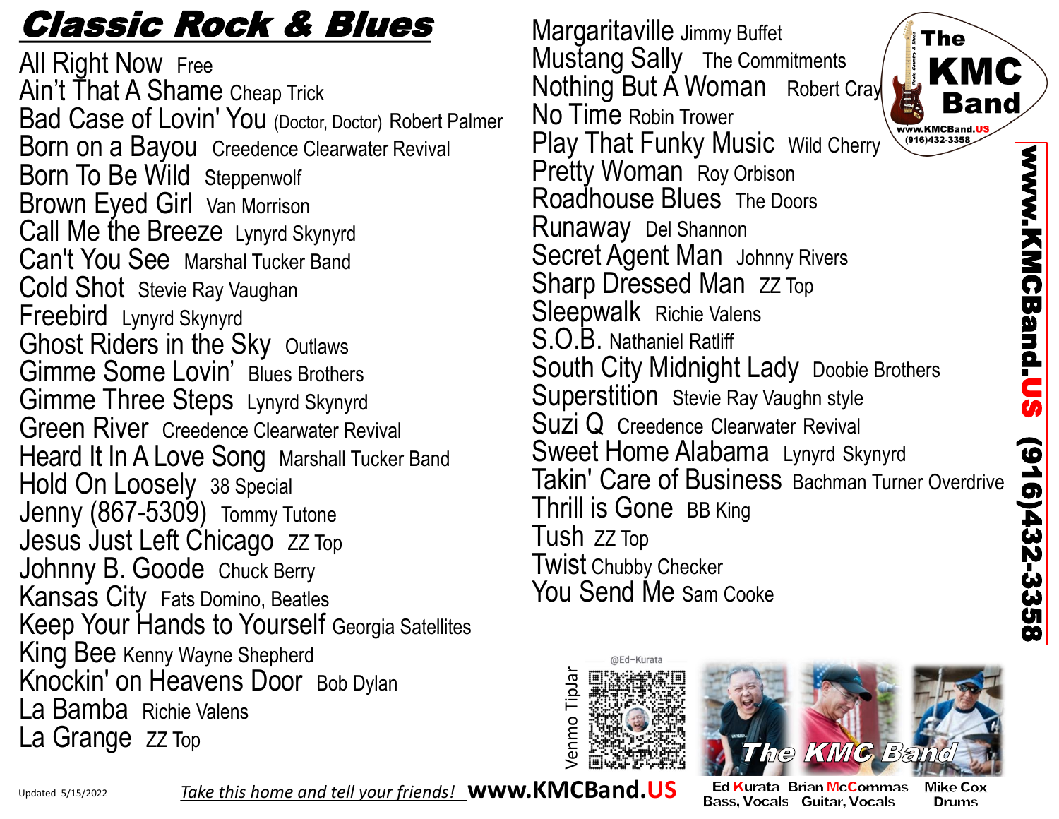# Classic Rock & Blues

All Right Now Free
Ain't That A Shame Cheap Trick
Bad Case of Lovin' You (Doctor, Doctor) Robert Palmer
Born on a Bayou Creedence Clearwater Revival
Born To Be Wild Steppenwolf
Brown Eyed Girl Van Morrison
Call Me the Breeze Lynyrd Skynyrd
Can't You See Marshal Tucker Band
Cold Shot Stevie Ray Vaughan
Freebird Lynyrd Skynyrd
Ghost Riders in the Sky Outlaws
Gimme Some Lovin' Blues Brothers
Gimme Three Steps Lynyrd Skynyrd
Green River Creedence Clearwater Revival
Heard It In A Love Song Marshall Tucker Band
Hold On Loosely 38 Special
Jenny (867-5309) Tommy Tutone
Jesus Just Left Chicago ZZ Top
Johnny B. Goode Chuck Berry
Kansas City Fats Domino, Beatles
Keep Your Hands to Yourself Georgia Satellites
King Bee Kenny Wayne Shepherd
Knockin' on Heavens Door Bob Dylan
La Bamba Richie Valens
La Grange ZZ Top
Margaritaville Jimmy Buffet
Mustang Sally The Commitments
Nothing But A Woman Robert Cray
No Time Robin Trower
Play That Funky Music Wild Cherry
Pretty Woman Roy Orbison
Roadhouse Blues The Doors
Runaway Del Shannon
Secret Agent Man Johnny Rivers
Sharp Dressed Man ZZ Top
Sleepwalk Richie Valens
S.O.B. Nathaniel Ratliff
South City Midnight Lady Doobie Brothers
Superstition Stevie Ray Vaughn style
Suzi Q Creedence Clearwater Revival
Sweet Home Alabama Lynyrd Skynyrd
Takin' Care of Business Bachman Turner Overdrive
Thrill is Gone BB King
Tush ZZ Top
Twist Chubby Checker
You Send Me Sam Cooke

The KMC Band
www.KMCBand.US
(916)432-3358

www.KMCBand.US (916)432-3358

Venmo TipJar
@Ed-Kurata

The KMC Band

Ed Kurata — Bass, Vocals
Brian McCommas — Guitar, Vocals
Mike Cox — Drums

Updated 5/15/2022

*Take this home and tell your friends!* **www.KMCBand.US**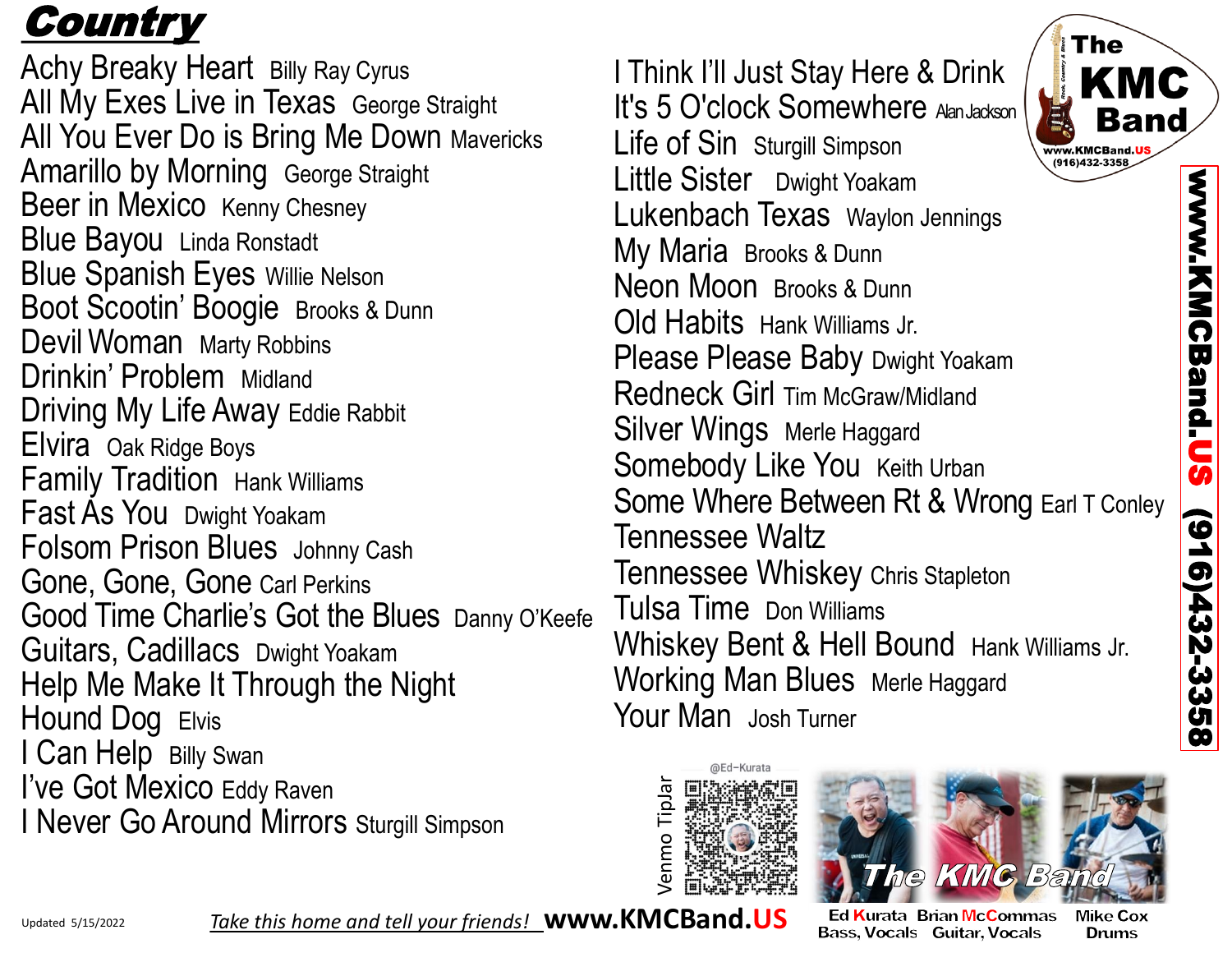# Country

Achy Breaky Heart Billy Ray Cyrus
All My Exes Live in Texas George Straight
All You Ever Do is Bring Me Down Mavericks
Amarillo by Morning George Straight
Beer in Mexico Kenny Chesney
Blue Bayou Linda Ronstadt
Blue Spanish Eyes Willie Nelson
Boot Scootin' Boogie Brooks & Dunn
Devil Woman Marty Robbins
Drinkin' Problem Midland
Driving My Life Away Eddie Rabbit
Elvira Oak Ridge Boys
Family Tradition Hank Williams
Fast As You Dwight Yoakam
Folsom Prison Blues Johnny Cash
Gone, Gone, Gone Carl Perkins
Good Time Charlie's Got the Blues Danny O'Keefe
Guitars, Cadillacs Dwight Yoakam
Help Me Make It Through the Night
Hound Dog Elvis
I Can Help Billy Swan
I've Got Mexico Eddy Raven
I Never Go Around Mirrors Sturgill Simpson
I Think I'll Just Stay Here & Drink
It's 5 O'clock Somewhere Alan Jackson
Life of Sin Sturgill Simpson
Little Sister Dwight Yoakam
Lukenbach Texas Waylon Jennings
My Maria Brooks & Dunn
Neon Moon Brooks & Dunn
Old Habits Hank Williams Jr.
Please Please Baby Dwight Yoakam
Redneck Girl Tim McGraw/Midland
Silver Wings Merle Haggard
Somebody Like You Keith Urban
Some Where Between Rt & Wrong Earl T Conley
Tennessee Waltz
Tennessee Whiskey Chris Stapleton
Tulsa Time Don Williams
Whiskey Bent & Hell Bound Hank Williams Jr.
Working Man Blues Merle Haggard
Your Man Josh Turner

The KMC Band
Rock, Country & Blues
www.KMCBand.US
(916)432-3358

www.KMCBand.US (916)432-3358

Venmo TipJar
@Ed-Kurata

The KMC Band

Ed Kurata — Bass, Vocals
Brian McCommas — Guitar, Vocals
Mike Cox — Drums

Updated 5/15/2022

*Take this home and tell your friends!* **www.KMCBand.US**